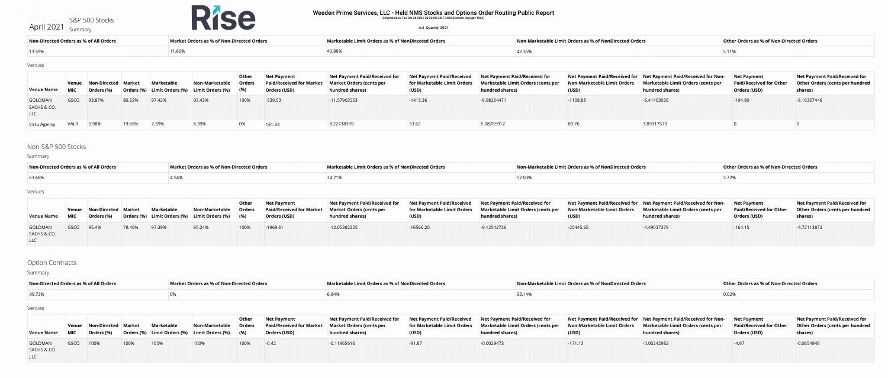# Weeden Prime Services, LLC - Held NMS Stocks and Options Order Routing Public Report

Generated on Tue Oct 26 2021 20:22:00 GMT-0400 (Eastern Daylight Time)

2nd Quarter, 2021

## April 2021

## S&P 500 Stocks

### Summary

| Non-Directed Orders as % of All Orders | Market Orders as % of Non-Directed Orders | Marketable Limit Orders as % of NonDirected Orders | Non-Marketable Limit Orders as % of NonDirected Orders | Other Orders as % of Non-Directed Orders |
|---|---|---|---|---|
| 13.59% | 11.66% | 40.88% | 42.35% | 5.11% |

### Venues

| Venue Name | Venue MIC | Non-Directed Orders (%) | Market Orders (%) | Marketable Limit Orders (%) | Non-Marketable Limit Orders (%) | Other Orders (%) | Net Payment Paid/Received for Market Orders (USD) | Net Payment Paid/Received for Market Orders (cents per hundred shares) | Net Payment Paid/Received for Marketable Limit Orders (USD) | Net Payment Paid/Received for Marketable Limit Orders (cents per hundred shares) | Net Payment Paid/Received for Non-Marketable Limit Orders (USD) | Net Payment Paid/Received for Non-Marketable Limit Orders (cents per hundred shares) | Net Payment Paid/Received for Other Orders (USD) | Net Payment Paid/Received for Other Orders (cents per hundred shares) |
|---|---|---|---|---|---|---|---|---|---|---|---|---|---|---|
| GOLDMAN SACHS & CO. LLC | GSCO | 93.87% | 80.32% | 97.42% | 93.43% | 100% | -539.53 | -11.57902553 | -1413.36 | -9.98264471 | -1108.88 | -6.41403026 | -194.80 | -8.16367446 |
| Virtu Agency | VALR | 5.98% | 19.68% | 2.39% | 6.39% | 0% | 161.34 | 8.22738399 | 53.62 | 5.08785912 | 89.76 | 3.89317579 | 0 | 0 |

## Non-S&P 500 Stocks

### Summary

| Non-Directed Orders as % of All Orders | Market Orders as % of Non-Directed Orders | Marketable Limit Orders as % of NonDirected Orders | Non-Marketable Limit Orders as % of NonDirected Orders | Other Orders as % of Non-Directed Orders |
|---|---|---|---|---|
| 63.68% | 4.54% | 34.71% | 57.03% | 3.72% |

### Venues

| Venue Name | Venue MIC | Non-Directed Orders (%) | Market Orders (%) | Marketable Limit Orders (%) | Non-Marketable Limit Orders (%) | Other Orders (%) | Net Payment Paid/Received for Market Orders (USD) | Net Payment Paid/Received for Market Orders (cents per hundred shares) | Net Payment Paid/Received for Marketable Limit Orders (USD) | Net Payment Paid/Received for Marketable Limit Orders (cents per hundred shares) | Net Payment Paid/Received for Non-Marketable Limit Orders (USD) | Net Payment Paid/Received for Non-Marketable Limit Orders (cents per hundred shares) | Net Payment Paid/Received for Other Orders (USD) | Net Payment Paid/Received for Other Orders (cents per hundred shares) |
|---|---|---|---|---|---|---|---|---|---|---|---|---|---|---|
| GOLDMAN SACHS & CO. LLC | GSCO | 95.4% | 78.46% | 97.39% | 95.24% | 100% | -1969.61 | -12.05382325 | -16566.20 | -9.12542736 | -20445.65 | -4.49037379 | -164.15 | -4.72113872 |

## Option Contracts

### Summary

| Non-Directed Orders as % of All Orders | Market Orders as % of Non-Directed Orders | Marketable Limit Orders as % of NonDirected Orders | Non-Marketable Limit Orders as % of NonDirected Orders | Other Orders as % of Non-Directed Orders |
|---|---|---|---|---|
| 99.73% | 0% | 6.84% | 93.14% | 0.02% |

### Venues

| Venue Name | Venue MIC | Non-Directed Orders (%) | Market Orders (%) | Marketable Limit Orders (%) | Non-Marketable Limit Orders (%) | Other Orders (%) | Net Payment Paid/Received for Market Orders (USD) | Net Payment Paid/Received for Market Orders (cents per hundred shares) | Net Payment Paid/Received for Marketable Limit Orders (USD) | Net Payment Paid/Received for Marketable Limit Orders (cents per hundred shares) | Net Payment Paid/Received for Non-Marketable Limit Orders (USD) | Net Payment Paid/Received for Non-Marketable Limit Orders (cents per hundred shares) | Net Payment Paid/Received for Other Orders (USD) | Net Payment Paid/Received for Other Orders (cents per hundred shares) |
|---|---|---|---|---|---|---|---|---|---|---|---|---|---|---|
| GOLDMAN SACHS & CO. LLC | GSCO | 100% | 100% | 100% | 100% | 100% | -0.42 | -0.11965616 | -91.87 | -0.0029473 | -171.13 | -0.00242982 | -4.97 | -0.0654948 |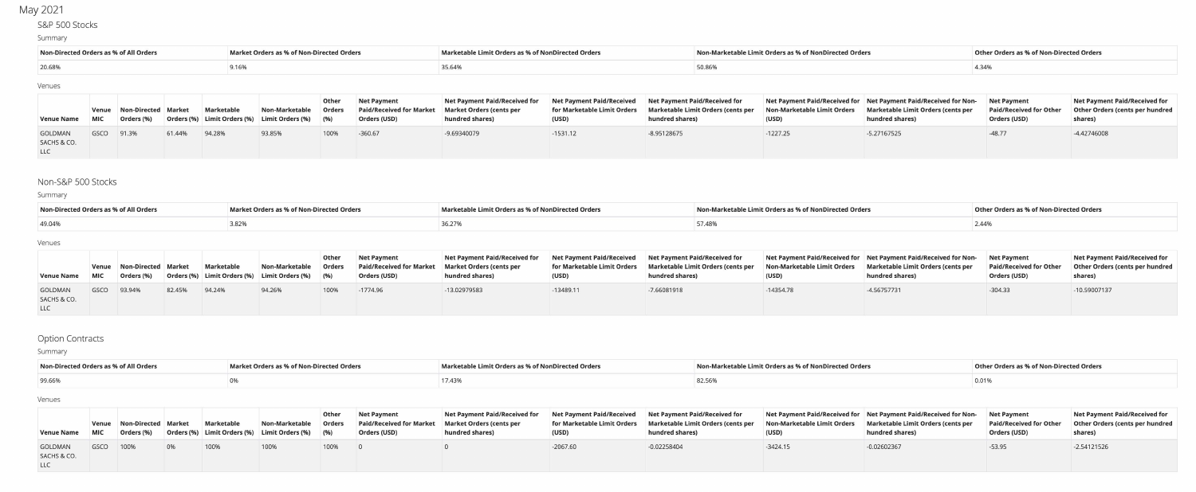# May 2021

## S&P 500 Stocks

### Summary

| Non-Directed Orders as % of All Orders | Market Orders as % of Non-Directed Orders | Marketable Limit Orders as % of NonDirected Orders | Non-Marketable Limit Orders as % of NonDirected Orders | Other Orders as % of Non-Directed Orders |
|---|---|---|---|---|
| 20.68% | 9.16% | 35.64% | 50.86% | 4.34% |

### Venues

| Venue Name | Venue MIC | Non-Directed Orders (%) | Market Orders (%) | Marketable Limit Orders (%) | Non-Marketable Limit Orders (%) | Other Orders (%) | Net Payment Paid/Received for Market Orders (USD) | Net Payment Paid/Received for Market Orders (cents per hundred shares) | Net Payment Paid/Received for Marketable Limit Orders (USD) | Net Payment Paid/Received for Marketable Limit Orders (cents per hundred shares) | Net Payment Paid/Received for Non-Marketable Limit Orders (USD) | Net Payment Paid/Received for Non-Marketable Limit Orders (cents per hundred shares) | Net Payment Paid/Received for Other Orders (USD) | Net Payment Paid/Received for Other Orders (cents per hundred shares) |
|---|---|---|---|---|---|---|---|---|---|---|---|---|---|---|
| GOLDMAN SACHS & CO. LLC | GSCO | 91.3% | 61.44% | 94.28% | 93.85% | 100% | -360.67 | -9.69340079 | -1531.12 | -8.95128675 | -1227.25 | -5.27167525 | -48.77 | -4.42746008 |

## Non-S&P 500 Stocks

### Summary

| Non-Directed Orders as % of All Orders | Market Orders as % of Non-Directed Orders | Marketable Limit Orders as % of NonDirected Orders | Non-Marketable Limit Orders as % of NonDirected Orders | Other Orders as % of Non-Directed Orders |
|---|---|---|---|---|
| 49.04% | 3.82% | 36.27% | 57.48% | 2.44% |

### Venues

| Venue Name | Venue MIC | Non-Directed Orders (%) | Market Orders (%) | Marketable Limit Orders (%) | Non-Marketable Limit Orders (%) | Other Orders (%) | Net Payment Paid/Received for Market Orders (USD) | Net Payment Paid/Received for Market Orders (cents per hundred shares) | Net Payment Paid/Received for Marketable Limit Orders (USD) | Net Payment Paid/Received for Marketable Limit Orders (cents per hundred shares) | Net Payment Paid/Received for Non-Marketable Limit Orders (USD) | Net Payment Paid/Received for Non-Marketable Limit Orders (cents per hundred shares) | Net Payment Paid/Received for Other Orders (USD) | Net Payment Paid/Received for Other Orders (cents per hundred shares) |
|---|---|---|---|---|---|---|---|---|---|---|---|---|---|---|
| GOLDMAN SACHS & CO. LLC | GSCO | 93.94% | 82.45% | 94.24% | 94.26% | 100% | -1774.96 | -13.02979583 | -13489.11 | -7.66081918 | -14354.78 | -4.56757731 | -304.33 | -10.59007137 |

## Option Contracts

### Summary

| Non-Directed Orders as % of All Orders | Market Orders as % of Non-Directed Orders | Marketable Limit Orders as % of NonDirected Orders | Non-Marketable Limit Orders as % of NonDirected Orders | Other Orders as % of Non-Directed Orders |
|---|---|---|---|---|
| 99.66% | 0% | 17.43% | 82.56% | 0.01% |

### Venues

| Venue Name | Venue MIC | Non-Directed Orders (%) | Market Orders (%) | Marketable Limit Orders (%) | Non-Marketable Limit Orders (%) | Other Orders (%) | Net Payment Paid/Received for Market Orders (USD) | Net Payment Paid/Received for Market Orders (cents per hundred shares) | Net Payment Paid/Received for Marketable Limit Orders (USD) | Net Payment Paid/Received for Marketable Limit Orders (cents per hundred shares) | Net Payment Paid/Received for Non-Marketable Limit Orders (USD) | Net Payment Paid/Received for Non-Marketable Limit Orders (cents per hundred shares) | Net Payment Paid/Received for Other Orders (USD) | Net Payment Paid/Received for Other Orders (cents per hundred shares) |
|---|---|---|---|---|---|---|---|---|---|---|---|---|---|---|
| GOLDMAN SACHS & CO. LLC | GSCO | 100% | 0% | 100% | 100% | 100% | 0 | 0 | -2067.60 | -0.02258404 | -3424.15 | -0.02602367 | -53.95 | -2.54121526 |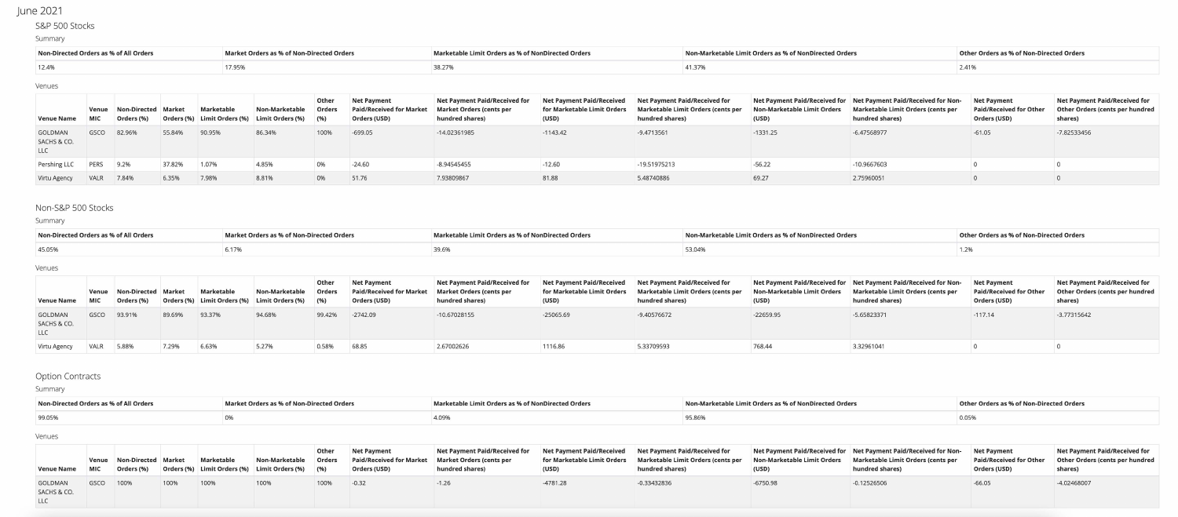# June 2021

## S&P 500 Stocks

### Summary

| Non-Directed Orders as % of All Orders | Market Orders as % of Non-Directed Orders | Marketable Limit Orders as % of NonDirected Orders | Non-Marketable Limit Orders as % of NonDirected Orders | Other Orders as % of Non-Directed Orders |
|---|---|---|---|---|
| 12.4% | 17.95% | 38.27% | 41.37% | 2.41% |

### Venues

| Venue Name | Venue MIC | Non-Directed Orders (%) | Market Orders (%) | Marketable Limit Orders (%) | Non-Marketable Limit Orders (%) | Other Orders (%) | Net Payment Paid/Received for Market Orders (USD) | Net Payment Paid/Received for Market Orders (cents per hundred shares) | Net Payment Paid/Received for Marketable Limit Orders (USD) | Net Payment Paid/Received for Marketable Limit Orders (cents per hundred shares) | Net Payment Paid/Received for Non-Marketable Limit Orders (USD) | Net Payment Paid/Received for Non-Marketable Limit Orders (cents per hundred shares) | Net Payment Paid/Received for Other Orders (USD) | Net Payment Paid/Received for Other Orders (cents per hundred shares) |
|---|---|---|---|---|---|---|---|---|---|---|---|---|---|---|
| GOLDMAN SACHS & CO. LLC | GSCO | 82.96% | 55.84% | 90.95% | 86.34% | 100% | -699.05 | -14.02361985 | -1143.42 | -9.4713561 | -1331.25 | -6.47568977 | -61.05 | -7.82533456 |
| Pershing LLC | PERS | 9.2% | 37.82% | 1.07% | 4.85% | 0% | -24.60 | -8.94545455 | -12.60 | -19.51975213 | -56.22 | -10.9667603 | 0 | 0 |
| Virtu Agency | VALR | 7.84% | 6.35% | 7.98% | 8.81% | 0% | 51.76 | 7.93809867 | 81.88 | 5.48740886 | 69.27 | 2.75960051 | 0 | 0 |

## Non-S&P 500 Stocks

### Summary

| Non-Directed Orders as % of All Orders | Market Orders as % of Non-Directed Orders | Marketable Limit Orders as % of NonDirected Orders | Non-Marketable Limit Orders as % of NonDirected Orders | Other Orders as % of Non-Directed Orders |
|---|---|---|---|---|
| 45.05% | 6.17% | 39.6% | 53.04% | 1.2% |

### Venues

| Venue Name | Venue MIC | Non-Directed Orders (%) | Market Orders (%) | Marketable Limit Orders (%) | Non-Marketable Limit Orders (%) | Other Orders (%) | Net Payment Paid/Received for Market Orders (USD) | Net Payment Paid/Received for Market Orders (cents per hundred shares) | Net Payment Paid/Received for Marketable Limit Orders (USD) | Net Payment Paid/Received for Marketable Limit Orders (cents per hundred shares) | Net Payment Paid/Received for Non-Marketable Limit Orders (USD) | Net Payment Paid/Received for Non-Marketable Limit Orders (cents per hundred shares) | Net Payment Paid/Received for Other Orders (USD) | Net Payment Paid/Received for Other Orders (cents per hundred shares) |
|---|---|---|---|---|---|---|---|---|---|---|---|---|---|---|
| GOLDMAN SACHS & CO. LLC | GSCO | 93.91% | 89.69% | 93.37% | 94.68% | 99.42% | -2742.09 | -10.67028155 | -25065.69 | -9.40576672 | -22659.95 | -5.65823371 | -117.14 | -3.77315642 |
| Virtu Agency | VALR | 5.88% | 7.29% | 6.63% | 5.27% | 0.58% | 68.85 | 2.67002626 | 1116.86 | 5.33709593 | 768.44 | 3.32961041 | 0 | 0 |

## Option Contracts

### Summary

| Non-Directed Orders as % of All Orders | Market Orders as % of Non-Directed Orders | Marketable Limit Orders as % of NonDirected Orders | Non-Marketable Limit Orders as % of NonDirected Orders | Other Orders as % of Non-Directed Orders |
|---|---|---|---|---|
| 99.05% | 0% | 4.09% | 95.86% | 0.05% |

### Venues

| Venue Name | Venue MIC | Non-Directed Orders (%) | Market Orders (%) | Marketable Limit Orders (%) | Non-Marketable Limit Orders (%) | Other Orders (%) | Net Payment Paid/Received for Market Orders (USD) | Net Payment Paid/Received for Market Orders (cents per hundred shares) | Net Payment Paid/Received for Marketable Limit Orders (USD) | Net Payment Paid/Received for Marketable Limit Orders (cents per hundred shares) | Net Payment Paid/Received for Non-Marketable Limit Orders (USD) | Net Payment Paid/Received for Non-Marketable Limit Orders (cents per hundred shares) | Net Payment Paid/Received for Other Orders (USD) | Net Payment Paid/Received for Other Orders (cents per hundred shares) |
|---|---|---|---|---|---|---|---|---|---|---|---|---|---|---|
| GOLDMAN SACHS & CO. LLC | GSCO | 100% | 100% | 100% | 100% | 100% | -0.32 | -1.26 | -4781.28 | -0.33432836 | -6750.98 | -0.12526506 | -66.05 | -4.02468007 |